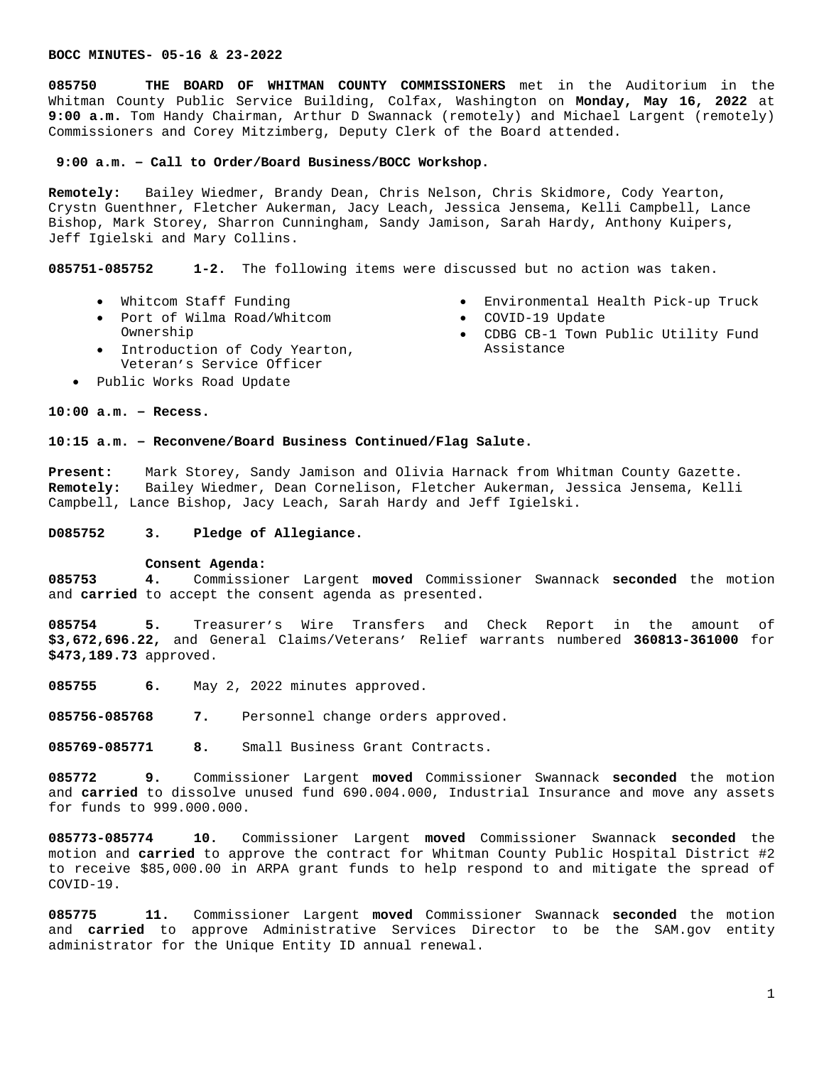**BOCC MINUTES- 05-16 & 23-2022**

**085750 THE BOARD OF WHITMAN COUNTY COMMISSIONERS** met in the Auditorium in the Whitman County Public Service Building, Colfax, Washington on **Monday, May 16, 2022** at **9:00 a.m.** Tom Handy Chairman, Arthur D Swannack (remotely) and Michael Largent (remotely) Commissioners and Corey Mitzimberg, Deputy Clerk of the Board attended.

**9:00 a.m. – Call to Order/Board Business/BOCC Workshop.**

**Remotely:** Bailey Wiedmer, Brandy Dean, Chris Nelson, Chris Skidmore, Cody Yearton, Crystn Guenthner, Fletcher Aukerman, Jacy Leach, Jessica Jensema, Kelli Campbell, Lance Bishop, Mark Storey, Sharron Cunningham, Sandy Jamison, Sarah Hardy, Anthony Kuipers, Jeff Igielski and Mary Collins.

**085751-085752 1-2.** The following items were discussed but no action was taken.

- Whitcom Staff Funding
- Port of Wilma Road/Whitcom Ownership
- Introduction of Cody Yearton, Veteran's Service Officer
- Public Works Road Update
- Environmental Health Pick-up Truck
- COVID-19 Update
- CDBG CB-1 Town Public Utility Fund Assistance

**10:00 a.m. – Recess.**

**10:15 a.m. – Reconvene/Board Business Continued/Flag Salute.**

**Present:** Mark Storey, Sandy Jamison and Olivia Harnack from Whitman County Gazette.
**Remotely:** Bailey Wiedmer, Dean Cornelison, Fletcher Aukerman, Jessica Jensema, Kelli Campbell, Lance Bishop, Jacy Leach, Sarah Hardy and Jeff Igielski.

**D085752 3. Pledge of Allegiance.**

**Consent Agenda:**
**085753 4.** Commissioner Largent **moved** Commissioner Swannack **seconded** the motion and **carried** to accept the consent agenda as presented.

**085754 5.** Treasurer's Wire Transfers and Check Report in the amount of **$3,672,696.22**, and General Claims/Veterans' Relief warrants numbered **360813-361000** for **$473,189.73** approved.

**085755 6.** May 2, 2022 minutes approved.

**085756-085768 7.** Personnel change orders approved.

**085769-085771 8.** Small Business Grant Contracts.

**085772 9.** Commissioner Largent **moved** Commissioner Swannack **seconded** the motion and **carried** to dissolve unused fund 690.004.000, Industrial Insurance and move any assets for funds to 999.000.000.

**085773-085774 10.** Commissioner Largent **moved** Commissioner Swannack **seconded** the motion and **carried** to approve the contract for Whitman County Public Hospital District #2 to receive $85,000.00 in ARPA grant funds to help respond to and mitigate the spread of COVID-19.

**085775 11.** Commissioner Largent **moved** Commissioner Swannack **seconded** the motion and **carried** to approve Administrative Services Director to be the SAM.gov entity administrator for the Unique Entity ID annual renewal.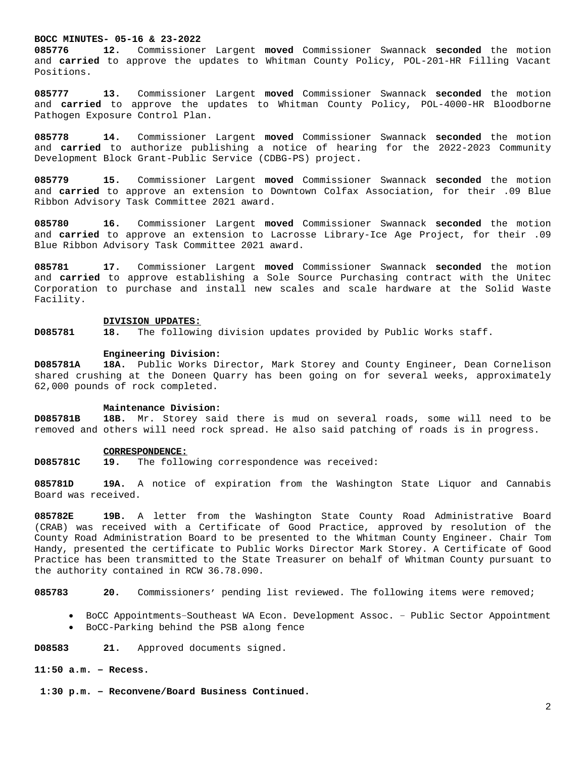**BOCC MINUTES- 05-16 & 23-2022**

**085776 12.** Commissioner Largent **moved** Commissioner Swannack **seconded** the motion and **carried** to approve the updates to Whitman County Policy, POL-201-HR Filling Vacant Positions.

**085777 13.** Commissioner Largent **moved** Commissioner Swannack **seconded** the motion and **carried** to approve the updates to Whitman County Policy, POL-4000-HR Bloodborne Pathogen Exposure Control Plan.

**085778 14.** Commissioner Largent **moved** Commissioner Swannack **seconded** the motion and **carried** to authorize publishing a notice of hearing for the 2022-2023 Community Development Block Grant-Public Service (CDBG-PS) project.

**085779 15.** Commissioner Largent **moved** Commissioner Swannack **seconded** the motion and **carried** to approve an extension to Downtown Colfax Association, for their .09 Blue Ribbon Advisory Task Committee 2021 award.

**085780 16.** Commissioner Largent **moved** Commissioner Swannack **seconded** the motion and **carried** to approve an extension to Lacrosse Library-Ice Age Project, for their .09 Blue Ribbon Advisory Task Committee 2021 award.

**085781 17.** Commissioner Largent **moved** Commissioner Swannack **seconded** the motion and **carried** to approve establishing a Sole Source Purchasing contract with the Unitec Corporation to purchase and install new scales and scale hardware at the Solid Waste Facility.

**DIVISION UPDATES:**

**D085781 18.** The following division updates provided by Public Works staff.

**Engineering Division:**

**D085781A 18A.** Public Works Director, Mark Storey and County Engineer, Dean Cornelison shared crushing at the Doneen Quarry has been going on for several weeks, approximately 62,000 pounds of rock completed.

**Maintenance Division:**

**D085781B 18B.** Mr. Storey said there is mud on several roads, some will need to be removed and others will need rock spread. He also said patching of roads is in progress.

**CORRESPONDENCE:**

**D085781C 19.** The following correspondence was received:

**085781D 19A.** A notice of expiration from the Washington State Liquor and Cannabis Board was received.

**085782E 19B.** A letter from the Washington State County Road Administrative Board (CRAB) was received with a Certificate of Good Practice, approved by resolution of the County Road Administration Board to be presented to the Whitman County Engineer. Chair Tom Handy, presented the certificate to Public Works Director Mark Storey. A Certificate of Good Practice has been transmitted to the State Treasurer on behalf of Whitman County pursuant to the authority contained in RCW 36.78.090.

**085783 20.** Commissioners' pending list reviewed. The following items were removed;

- BoCC Appointments–Southeast WA Econ. Development Assoc. – Public Sector Appointment
- BoCC-Parking behind the PSB along fence

**D08583 21.** Approved documents signed.

**11:50 a.m. – Recess.**

**1:30 p.m. – Reconvene/Board Business Continued.**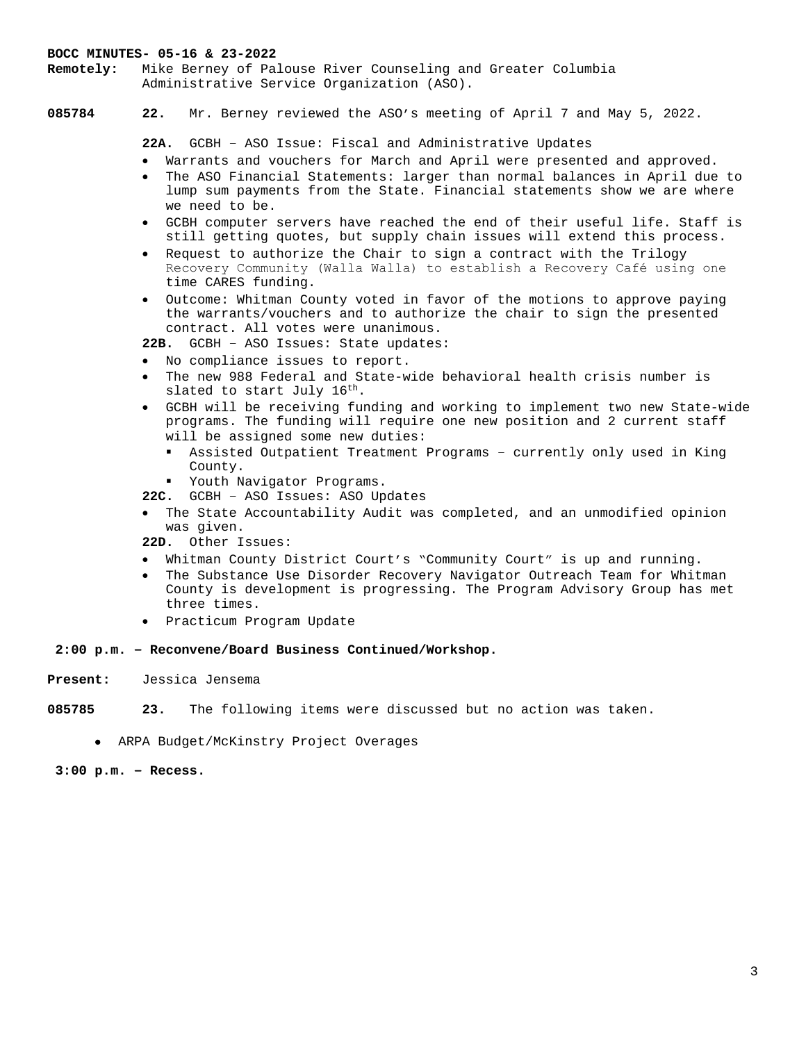**BOCC MINUTES- 05-16 & 23-2022**

**Remotely:** Mike Berney of Palouse River Counseling and Greater Columbia Administrative Service Organization (ASO).

**085784** **22.** Mr. Berney reviewed the ASO's meeting of April 7 and May 5, 2022.

**22A.** GCBH – ASO Issue: Fiscal and Administrative Updates

- Warrants and vouchers for March and April were presented and approved.
- The ASO Financial Statements: larger than normal balances in April due to lump sum payments from the State. Financial statements show we are where we need to be.
- GCBH computer servers have reached the end of their useful life. Staff is still getting quotes, but supply chain issues will extend this process.
- Request to authorize the Chair to sign a contract with the Trilogy Recovery Community (Walla Walla) to establish a Recovery Café using one time CARES funding.
- Outcome: Whitman County voted in favor of the motions to approve paying the warrants/vouchers and to authorize the chair to sign the presented contract. All votes were unanimous.

**22B.** GCBH – ASO Issues: State updates:

- No compliance issues to report.
- The new 988 Federal and State-wide behavioral health crisis number is slated to start July 16th.
- GCBH will be receiving funding and working to implement two new State-wide programs. The funding will require one new position and 2 current staff will be assigned some new duties:
  - Assisted Outpatient Treatment Programs – currently only used in King County.
  - Youth Navigator Programs.

**22C.** GCBH – ASO Issues: ASO Updates

- The State Accountability Audit was completed, and an unmodified opinion was given.

**22D.** Other Issues:

- Whitman County District Court's "Community Court" is up and running.
- The Substance Use Disorder Recovery Navigator Outreach Team for Whitman County is development is progressing. The Program Advisory Group has met three times.
- Practicum Program Update

**2:00 p.m. – Reconvene/Board Business Continued/Workshop.**

**Present:** Jessica Jensema

**085785** **23.** The following items were discussed but no action was taken.

- ARPA Budget/McKinstry Project Overages

**3:00 p.m. – Recess.**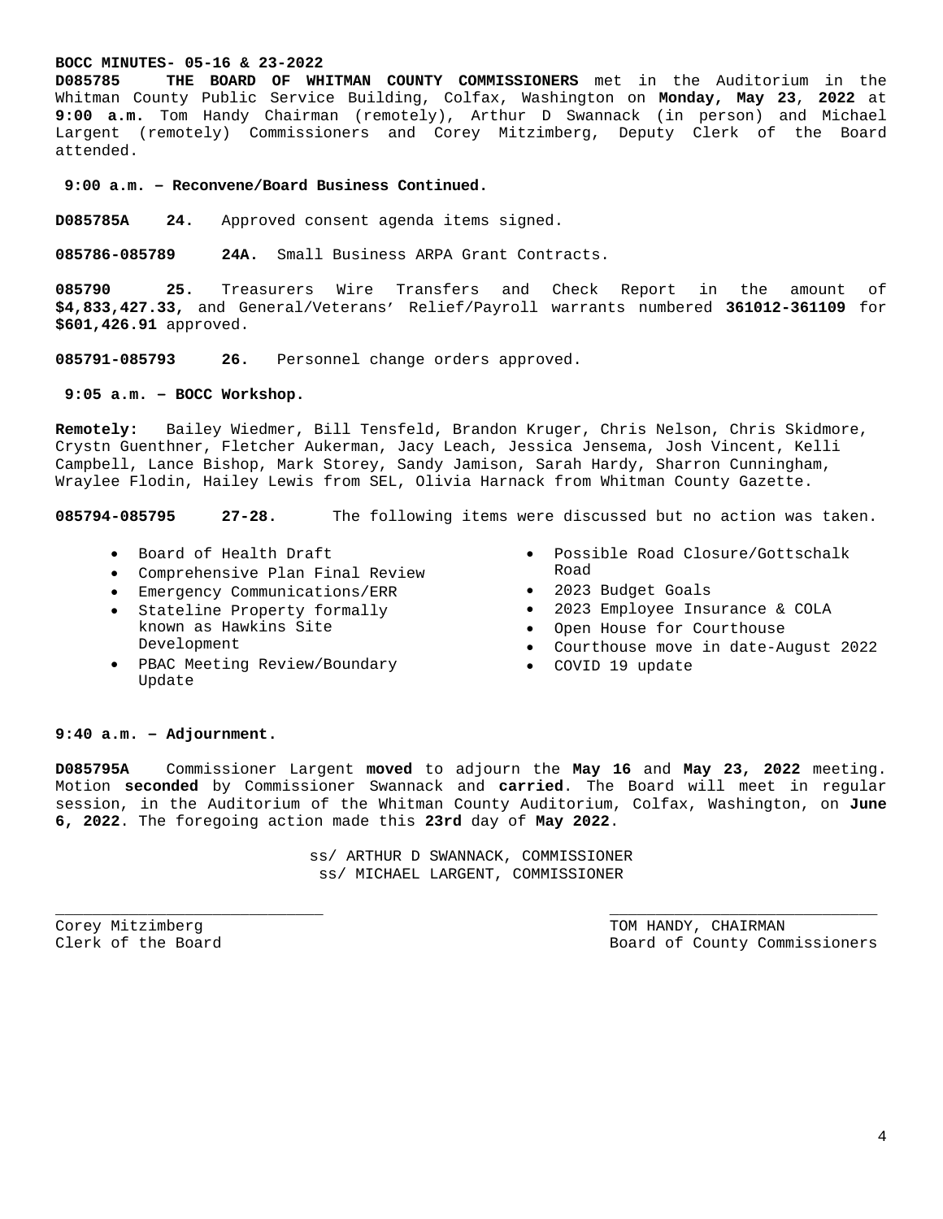**BOCC MINUTES- 05-16 & 23-2022**

**D085785 THE BOARD OF WHITMAN COUNTY COMMISSIONERS** met in the Auditorium in the Whitman County Public Service Building, Colfax, Washington on **Monday, May 23**, **2022** at **9:00 a.m.** Tom Handy Chairman (remotely), Arthur D Swannack (in person) and Michael Largent (remotely) Commissioners and Corey Mitzimberg, Deputy Clerk of the Board attended.

**9:00 a.m. – Reconvene/Board Business Continued.**

**D085785A 24.** Approved consent agenda items signed.

**085786-085789 24A.** Small Business ARPA Grant Contracts.

**085790 25.** Treasurers Wire Transfers and Check Report in the amount of **$4,833,427.33,** and General/Veterans' Relief/Payroll warrants numbered **361012-361109** for **$601,426.91** approved.

**085791-085793 26.** Personnel change orders approved.

**9:05 a.m. – BOCC Workshop.**

**Remotely:** Bailey Wiedmer, Bill Tensfeld, Brandon Kruger, Chris Nelson, Chris Skidmore, Crystn Guenthner, Fletcher Aukerman, Jacy Leach, Jessica Jensema, Josh Vincent, Kelli Campbell, Lance Bishop, Mark Storey, Sandy Jamison, Sarah Hardy, Sharron Cunningham, Wraylee Flodin, Hailey Lewis from SEL, Olivia Harnack from Whitman County Gazette.

**085794-085795 27-28.** The following items were discussed but no action was taken.

- Board of Health Draft
- Comprehensive Plan Final Review
- Emergency Communications/ERR
- Stateline Property formally known as Hawkins Site Development
- PBAC Meeting Review/Boundary Update
- Possible Road Closure/Gottschalk Road
- 2023 Budget Goals
- 2023 Employee Insurance & COLA
- Open House for Courthouse
- Courthouse move in date-August 2022
- COVID 19 update

**9:40 a.m. – Adjournment.**

**D085795A** Commissioner Largent **moved** to adjourn the **May 16** and **May 23, 2022** meeting. Motion **seconded** by Commissioner Swannack and **carried**. The Board will meet in regular session, in the Auditorium of the Whitman County Auditorium, Colfax, Washington, on **June 6, 2022**. The foregoing action made this **23rd** day of **May 2022**.

ss/ ARTHUR D SWANNACK, COMMISSIONER
ss/ MICHAEL LARGENT, COMMISSIONER

\_\_\_\_\_\_\_\_\_\_\_\_\_\_\_\_\_\_\_\_\_\_\_\_\_\_\_\_\_
Corey Mitzimberg
Clerk of the Board

\_\_\_\_\_\_\_\_\_\_\_\_\_\_\_\_\_\_\_\_\_\_\_\_\_\_\_\_\_
TOM HANDY, CHAIRMAN
Board of County Commissioners